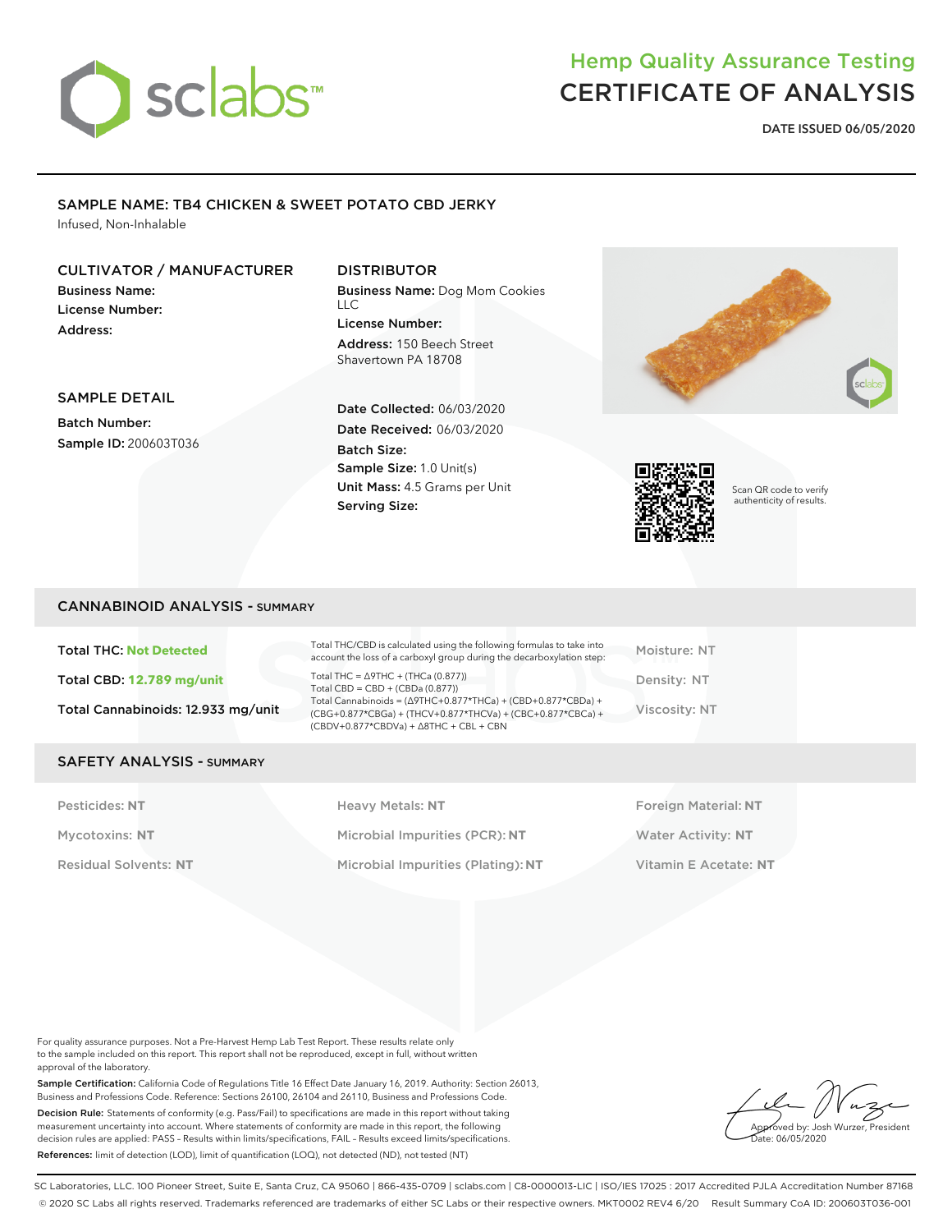# Hemp Quality Assurance Testing
# CERTIFICATE OF ANALYSIS

**DATE ISSUED 06/05/2020**

## SAMPLE NAME: TB4 CHICKEN & SWEET POTATO CBD JERKY

Infused, Non-Inhalable

### CULTIVATOR / MANUFACTURER

**Business Name:**
**License Number:**
**Address:**

### DISTRIBUTOR

**Business Name:** Dog Mom Cookies LLC
**License Number:**
**Address:** 150 Beech Street Shavertown PA 18708

### SAMPLE DETAIL

**Batch Number:**
**Sample ID:** 200603T036

**Date Collected:** 06/03/2020
**Date Received:** 06/03/2020
**Batch Size:**
**Sample Size:** 1.0 Unit(s)
**Unit Mass:** 4.5 Grams per Unit
**Serving Size:**

Scan QR code to verify authenticity of results.

## CANNABINOID ANALYSIS - SUMMARY

**Total THC: Not Detected**

**Total CBD: 12.789 mg/unit**

**Total Cannabinoids: 12.933 mg/unit**

Total THC/CBD is calculated using the following formulas to take into account the loss of a carboxyl group during the decarboxylation step:

Total THC = Δ9THC + (THCa (0.877))
Total CBD = CBD + (CBDa (0.877))
Total Cannabinoids = (Δ9THC+0.877*THCa) + (CBD+0.877*CBDa) + (CBG+0.877*CBGa) + (THCV+0.877*THCVa) + (CBC+0.877*CBCa) + (CBDV+0.877*CBDVa) + Δ8THC + CBL + CBN

Moisture: NT
Density: NT
Viscosity: NT

## SAFETY ANALYSIS - SUMMARY

| | | |
|---|---|---|
| Pesticides: **NT** | Heavy Metals: **NT** | Foreign Material: **NT** |
| Mycotoxins: **NT** | Microbial Impurities (PCR): **NT** | Water Activity: **NT** |
| Residual Solvents: **NT** | Microbial Impurities (Plating): **NT** | Vitamin E Acetate: **NT** |

For quality assurance purposes. Not a Pre-Harvest Hemp Lab Test Report. These results relate only to the sample included on this report. This report shall not be reproduced, except in full, without written approval of the laboratory.

**Sample Certification:** California Code of Regulations Title 16 Effect Date January 16, 2019. Authority: Section 26013, Business and Professions Code. Reference: Sections 26100, 26104 and 26110, Business and Professions Code.

**Decision Rule:** Statements of conformity (e.g. Pass/Fail) to specifications are made in this report without taking measurement uncertainty into account. Where statements of conformity are made in this report, the following decision rules are applied: PASS – Results within limits/specifications, FAIL – Results exceed limits/specifications.

**References:** limit of detection (LOD), limit of quantification (LOQ), not detected (ND), not tested (NT)

Approved by: Josh Wurzer, President
Date: 06/05/2020

SC Laboratories, LLC. 100 Pioneer Street, Suite E, Santa Cruz, CA 95060 | 866-435-0709 | sclabs.com | C8-0000013-LIC | ISO/IES 17025 : 2017 Accredited PJLA Accreditation Number 87168
© 2020 SC Labs all rights reserved. Trademarks referenced are trademarks of either SC Labs or their respective owners. MKT0002 REV4 6/20 Result Summary CoA ID: 200603T036-001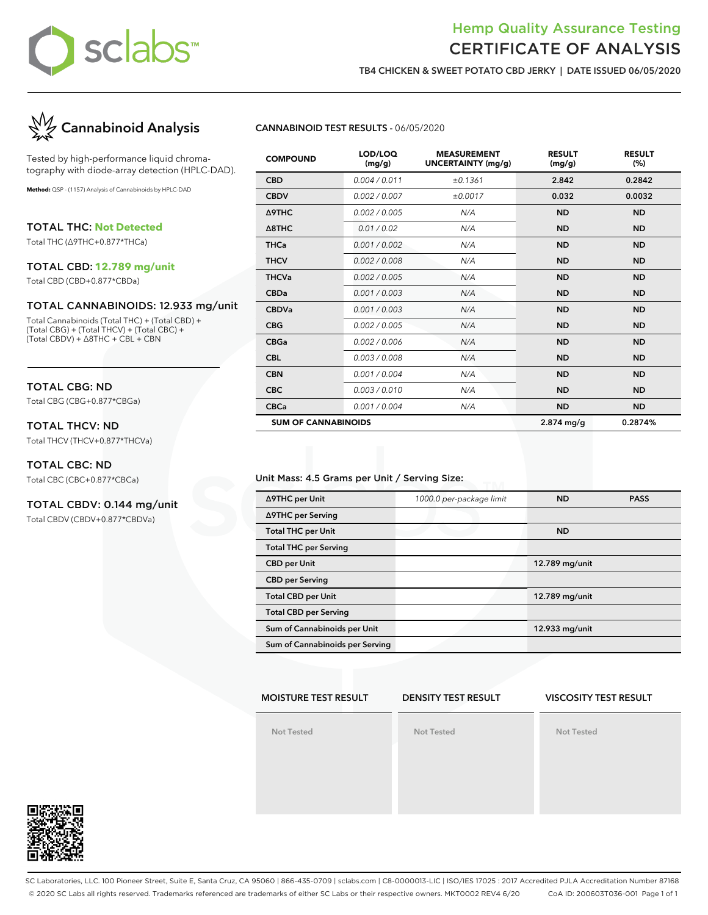# Hemp Quality Assurance Testing
# CERTIFICATE OF ANALYSIS

**TB4 CHICKEN & SWEET POTATO CBD JERKY | DATE ISSUED 06/05/2020**

## Cannabinoid Analysis

Tested by high-performance liquid chromatography with diode-array detection (HPLC-DAD).

**Method:** QSP - (1157) Analysis of Cannabinoids by HPLC-DAD

### TOTAL THC: Not Detected
Total THC (Δ9THC+0.877*THCa)

### TOTAL CBD: 12.789 mg/unit
Total CBD (CBD+0.877*CBDa)

### TOTAL CANNABINOIDS: 12.933 mg/unit
Total Cannabinoids (Total THC) + (Total CBD) + (Total CBG) + (Total THCV) + (Total CBC) + (Total CBDV) + Δ8THC + CBL + CBN

### TOTAL CBG: ND
Total CBG (CBG+0.877*CBGa)

### TOTAL THCV: ND
Total THCV (THCV+0.877*THCVa)

### TOTAL CBC: ND
Total CBC (CBC+0.877*CBCa)

### TOTAL CBDV: 0.144 mg/unit
Total CBDV (CBDV+0.877*CBDVa)

**CANNABINOID TEST RESULTS** - 06/05/2020

| COMPOUND | LOD/LOQ (mg/g) | MEASUREMENT UNCERTAINTY (mg/g) | RESULT (mg/g) | RESULT (%) |
|---|---|---|---|---|
| CBD | 0.004 / 0.011 | ±0.1361 | 2.842 | 0.2842 |
| CBDV | 0.002 / 0.007 | ±0.0017 | 0.032 | 0.0032 |
| Δ9THC | 0.002 / 0.005 | N/A | ND | ND |
| Δ8THC | 0.01 / 0.02 | N/A | ND | ND |
| THCa | 0.001 / 0.002 | N/A | ND | ND |
| THCV | 0.002 / 0.008 | N/A | ND | ND |
| THCVa | 0.002 / 0.005 | N/A | ND | ND |
| CBDa | 0.001 / 0.003 | N/A | ND | ND |
| CBDVa | 0.001 / 0.003 | N/A | ND | ND |
| CBG | 0.002 / 0.005 | N/A | ND | ND |
| CBGa | 0.002 / 0.006 | N/A | ND | ND |
| CBL | 0.003 / 0.008 | N/A | ND | ND |
| CBN | 0.001 / 0.004 | N/A | ND | ND |
| CBC | 0.003 / 0.010 | N/A | ND | ND |
| CBCa | 0.001 / 0.004 | N/A | ND | ND |
| **SUM OF CANNABINOIDS** | | | 2.874 mg/g | 0.2874% |

Unit Mass: 4.5 Grams per Unit / Serving Size:

| | | | |
|---|---|---|---|
| Δ9THC per Unit | 1000.0 per-package limit | ND | PASS |
| Δ9THC per Serving | | | |
| Total THC per Unit | | ND | |
| Total THC per Serving | | | |
| CBD per Unit | | 12.789 mg/unit | |
| CBD per Serving | | | |
| Total CBD per Unit | | 12.789 mg/unit | |
| Total CBD per Serving | | | |
| Sum of Cannabinoids per Unit | | 12.933 mg/unit | |
| Sum of Cannabinoids per Serving | | | |

| MOISTURE TEST RESULT | DENSITY TEST RESULT | VISCOSITY TEST RESULT |
|---|---|---|
| Not Tested | Not Tested | Not Tested |

SC Laboratories, LLC. 100 Pioneer Street, Suite E, Santa Cruz, CA 95060 | 866-435-0709 | sclabs.com | C8-0000013-LIC | ISO/IES 17025 : 2017 Accredited PJLA Accreditation Number 87168
© 2020 SC Labs all rights reserved. Trademarks referenced are trademarks of either SC Labs or their respective owners. MKT0002 REV4 6/20 CoA ID: 200603T036-001